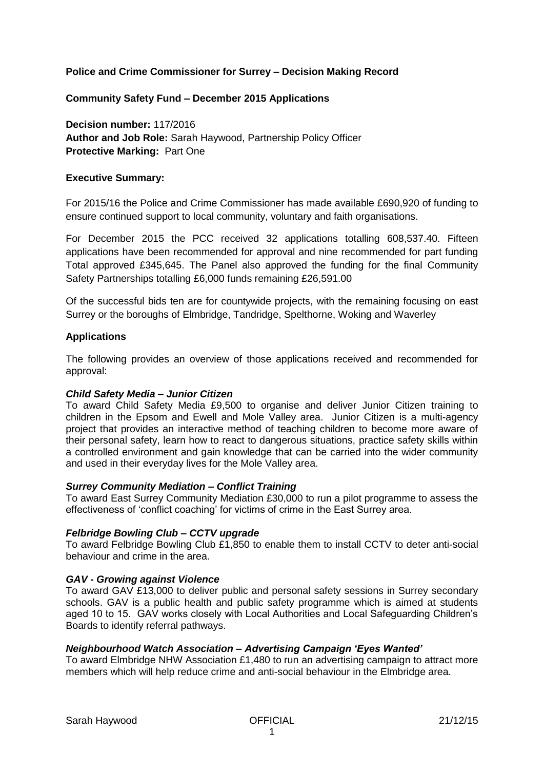**Police and Crime Commissioner for Surrey – Decision Making Record**

**Community Safety Fund – December 2015 Applications**

**Decision number:** 117/2016
**Author and Job Role:** Sarah Haywood, Partnership Policy Officer
**Protective Marking:** Part One

**Executive Summary:**

For 2015/16 the Police and Crime Commissioner has made available £690,920 of funding to ensure continued support to local community, voluntary and faith organisations.

For December 2015 the PCC received 32 applications totalling 608,537.40. Fifteen applications have been recommended for approval and nine recommended for part funding Total approved £345,645. The Panel also approved the funding for the final Community Safety Partnerships totalling £6,000 funds remaining £26,591.00

Of the successful bids ten are for countywide projects, with the remaining focusing on east Surrey or the boroughs of Elmbridge, Tandridge, Spelthorne, Woking and Waverley

**Applications**

The following provides an overview of those applications received and recommended for approval:

***Child Safety Media – Junior Citizen***
To award Child Safety Media £9,500 to organise and deliver Junior Citizen training to children in the Epsom and Ewell and Mole Valley area. Junior Citizen is a multi-agency project that provides an interactive method of teaching children to become more aware of their personal safety, learn how to react to dangerous situations, practice safety skills within a controlled environment and gain knowledge that can be carried into the wider community and used in their everyday lives for the Mole Valley area.

***Surrey Community Mediation – Conflict Training***
To award East Surrey Community Mediation £30,000 to run a pilot programme to assess the effectiveness of 'conflict coaching' for victims of crime in the East Surrey area.

***Felbridge Bowling Club – CCTV upgrade***
To award Felbridge Bowling Club £1,850 to enable them to install CCTV to deter anti-social behaviour and crime in the area.

***GAV - Growing against Violence***
To award GAV £13,000 to deliver public and personal safety sessions in Surrey secondary schools. GAV is a public health and public safety programme which is aimed at students aged 10 to 15. GAV works closely with Local Authorities and Local Safeguarding Children's Boards to identify referral pathways.

***Neighbourhood Watch Association – Advertising Campaign 'Eyes Wanted'***
To award Elmbridge NHW Association £1,480 to run an advertising campaign to attract more members which will help reduce crime and anti-social behaviour in the Elmbridge area.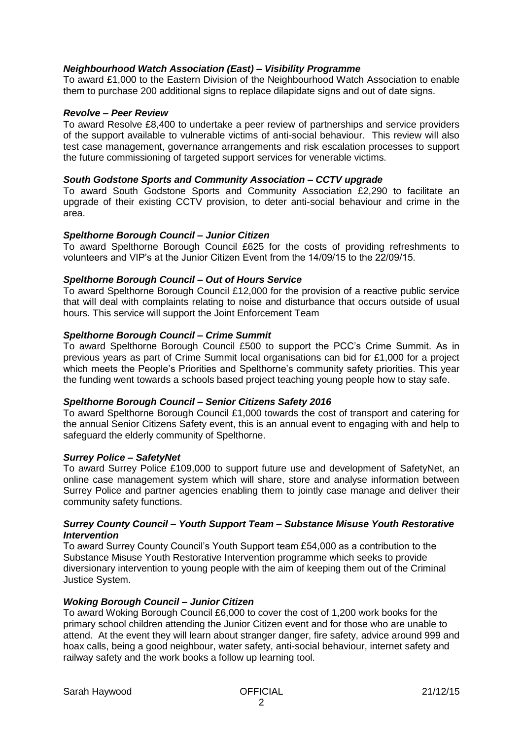***Neighbourhood Watch Association (East) – Visibility Programme***
To award £1,000 to the Eastern Division of the Neighbourhood Watch Association to enable them to purchase 200 additional signs to replace dilapidate signs and out of date signs.

***Revolve – Peer Review***
To award Resolve £8,400 to undertake a peer review of partnerships and service providers of the support available to vulnerable victims of anti-social behaviour. This review will also test case management, governance arrangements and risk escalation processes to support the future commissioning of targeted support services for venerable victims.

***South Godstone Sports and Community Association – CCTV upgrade***
To award South Godstone Sports and Community Association £2,290 to facilitate an upgrade of their existing CCTV provision, to deter anti-social behaviour and crime in the area.

***Spelthorne Borough Council – Junior Citizen***
To award Spelthorne Borough Council £625 for the costs of providing refreshments to volunteers and VIP's at the Junior Citizen Event from the 14/09/15 to the 22/09/15.

***Spelthorne Borough Council – Out of Hours Service***
To award Spelthorne Borough Council £12,000 for the provision of a reactive public service that will deal with complaints relating to noise and disturbance that occurs outside of usual hours. This service will support the Joint Enforcement Team

***Spelthorne Borough Council – Crime Summit***
To award Spelthorne Borough Council £500 to support the PCC's Crime Summit. As in previous years as part of Crime Summit local organisations can bid for £1,000 for a project which meets the People's Priorities and Spelthorne's community safety priorities. This year the funding went towards a schools based project teaching young people how to stay safe.

***Spelthorne Borough Council – Senior Citizens Safety 2016***
To award Spelthorne Borough Council £1,000 towards the cost of transport and catering for the annual Senior Citizens Safety event, this is an annual event to engaging with and help to safeguard the elderly community of Spelthorne.

***Surrey Police – SafetyNet***
To award Surrey Police £109,000 to support future use and development of SafetyNet, an online case management system which will share, store and analyse information between Surrey Police and partner agencies enabling them to jointly case manage and deliver their community safety functions.

***Surrey County Council – Youth Support Team – Substance Misuse Youth Restorative Intervention***
To award Surrey County Council's Youth Support team £54,000 as a contribution to the Substance Misuse Youth Restorative Intervention programme which seeks to provide diversionary intervention to young people with the aim of keeping them out of the Criminal Justice System.

***Woking Borough Council – Junior Citizen***
To award Woking Borough Council £6,000 to cover the cost of 1,200 work books for the primary school children attending the Junior Citizen event and for those who are unable to attend. At the event they will learn about stranger danger, fire safety, advice around 999 and hoax calls, being a good neighbour, water safety, anti-social behaviour, internet safety and railway safety and the work books a follow up learning tool.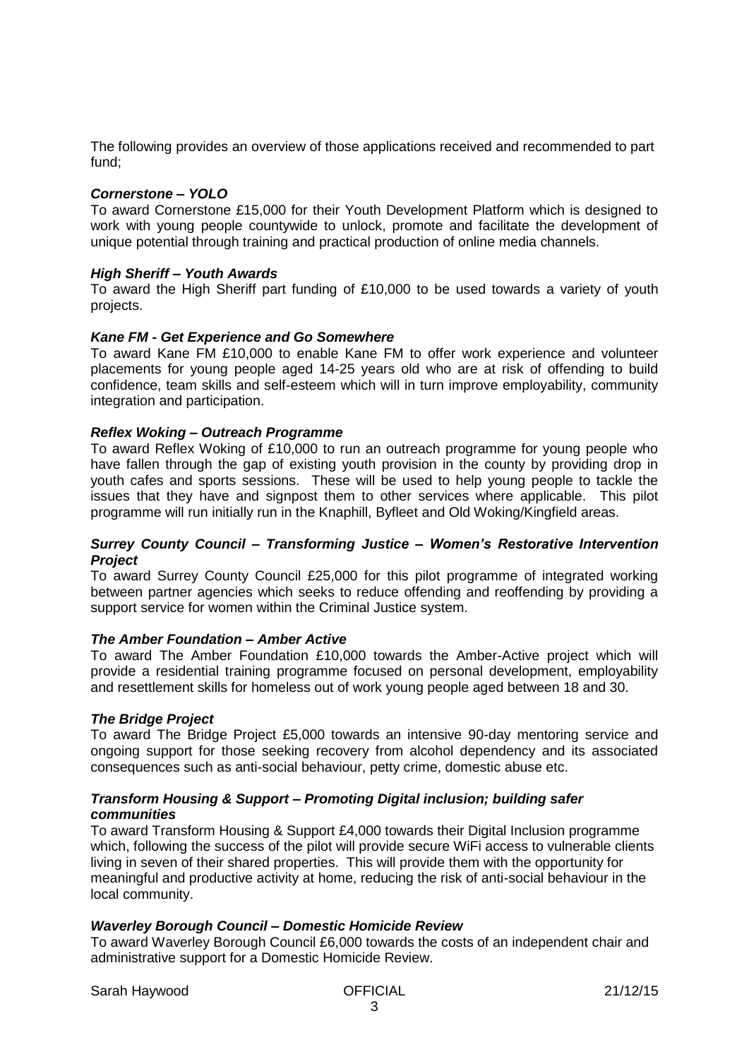The following provides an overview of those applications received and recommended to part fund;

***Cornerstone – YOLO***

To award Cornerstone £15,000 for their Youth Development Platform which is designed to work with young people countywide to unlock, promote and facilitate the development of unique potential through training and practical production of online media channels.

***High Sheriff – Youth Awards***

To award the High Sheriff part funding of £10,000 to be used towards a variety of youth projects.

***Kane FM - Get Experience and Go Somewhere***

To award Kane FM £10,000 to enable Kane FM to offer work experience and volunteer placements for young people aged 14-25 years old who are at risk of offending to build confidence, team skills and self-esteem which will in turn improve employability, community integration and participation.

***Reflex Woking – Outreach Programme***

To award Reflex Woking of £10,000 to run an outreach programme for young people who have fallen through the gap of existing youth provision in the county by providing drop in youth cafes and sports sessions. These will be used to help young people to tackle the issues that they have and signpost them to other services where applicable. This pilot programme will run initially run in the Knaphill, Byfleet and Old Woking/Kingfield areas.

***Surrey County Council – Transforming Justice – Women's Restorative Intervention Project***

To award Surrey County Council £25,000 for this pilot programme of integrated working between partner agencies which seeks to reduce offending and reoffending by providing a support service for women within the Criminal Justice system.

***The Amber Foundation – Amber Active***

To award The Amber Foundation £10,000 towards the Amber-Active project which will provide a residential training programme focused on personal development, employability and resettlement skills for homeless out of work young people aged between 18 and 30.

***The Bridge Project***

To award The Bridge Project £5,000 towards an intensive 90-day mentoring service and ongoing support for those seeking recovery from alcohol dependency and its associated consequences such as anti-social behaviour, petty crime, domestic abuse etc.

***Transform Housing & Support – Promoting Digital inclusion; building safer communities***

To award Transform Housing & Support £4,000 towards their Digital Inclusion programme which, following the success of the pilot will provide secure WiFi access to vulnerable clients living in seven of their shared properties. This will provide them with the opportunity for meaningful and productive activity at home, reducing the risk of anti-social behaviour in the local community.

***Waverley Borough Council – Domestic Homicide Review***

To award Waverley Borough Council £6,000 towards the costs of an independent chair and administrative support for a Domestic Homicide Review.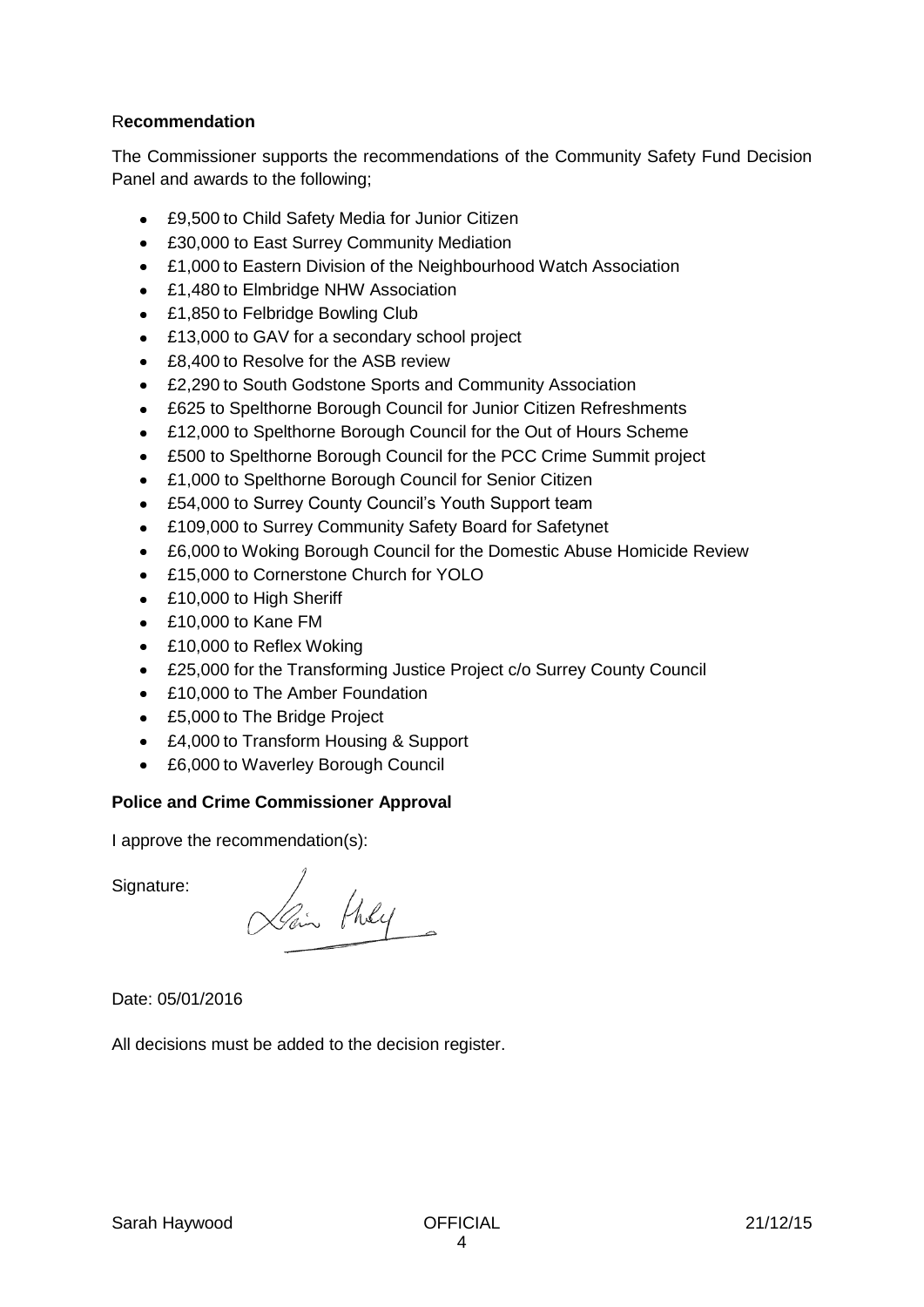## Recommendation

The Commissioner supports the recommendations of the Community Safety Fund Decision Panel and awards to the following;

- £9,500 to Child Safety Media for Junior Citizen
- £30,000 to East Surrey Community Mediation
- £1,000 to Eastern Division of the Neighbourhood Watch Association
- £1,480 to Elmbridge NHW Association
- £1,850 to Felbridge Bowling Club
- £13,000 to GAV for a secondary school project
- £8,400 to Resolve for the ASB review
- £2,290 to South Godstone Sports and Community Association
- £625 to Spelthorne Borough Council for Junior Citizen Refreshments
- £12,000 to Spelthorne Borough Council for the Out of Hours Scheme
- £500 to Spelthorne Borough Council for the PCC Crime Summit project
- £1,000 to Spelthorne Borough Council for Senior Citizen
- £54,000 to Surrey County Council's Youth Support team
- £109,000 to Surrey Community Safety Board for Safetynet
- £6,000 to Woking Borough Council for the Domestic Abuse Homicide Review
- £15,000 to Cornerstone Church for YOLO
- £10,000 to High Sheriff
- £10,000 to Kane FM
- £10,000 to Reflex Woking
- £25,000 for the Transforming Justice Project c/o Surrey County Council
- £10,000 to The Amber Foundation
- £5,000 to The Bridge Project
- £4,000 to Transform Housing & Support
- £6,000 to Waverley Borough Council

**Police and Crime Commissioner Approval**

I approve the recommendation(s):

Signature:

Date: 05/01/2016

All decisions must be added to the decision register.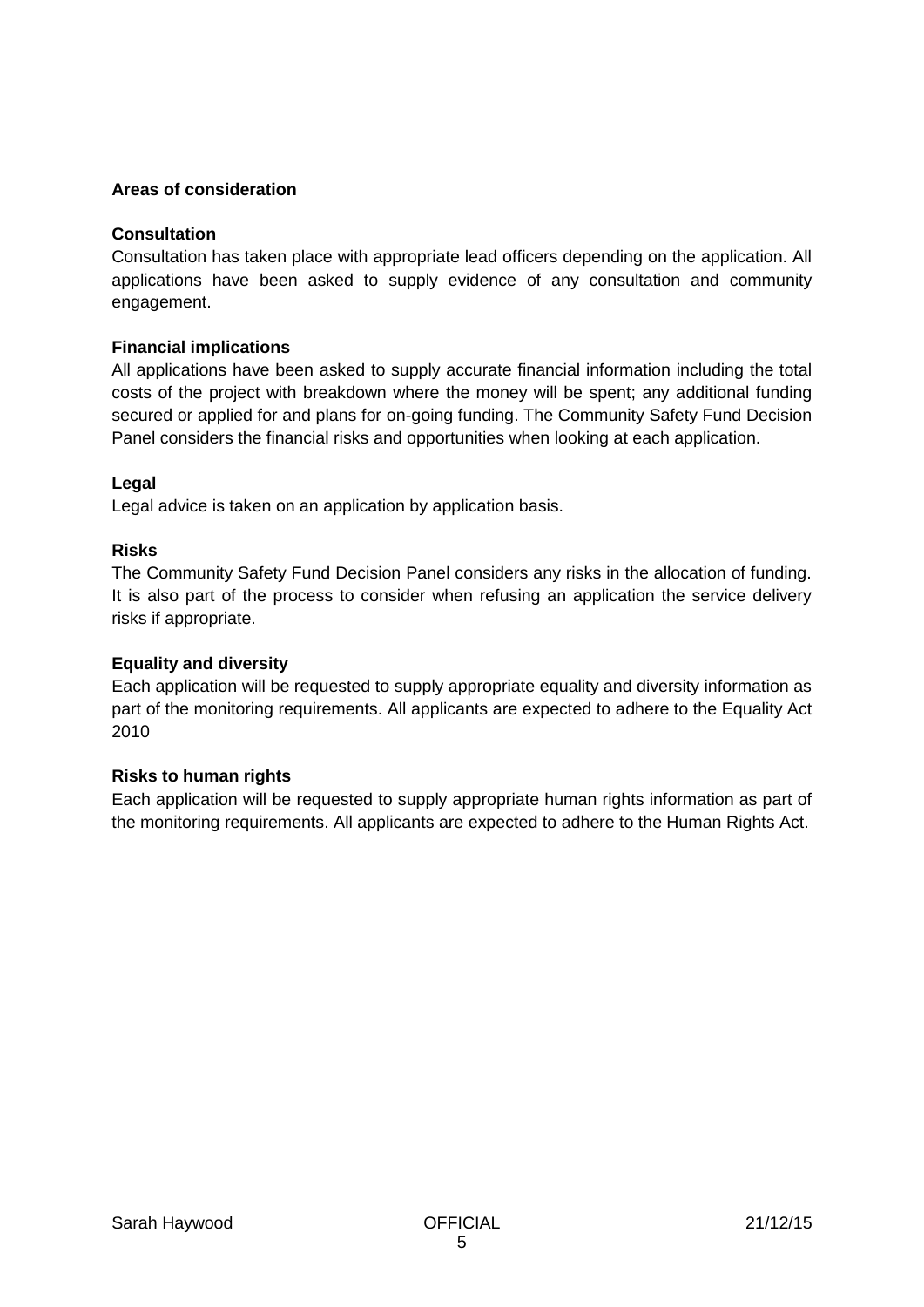**Areas of consideration**

**Consultation**

Consultation has taken place with appropriate lead officers depending on the application. All applications have been asked to supply evidence of any consultation and community engagement.

**Financial implications**

All applications have been asked to supply accurate financial information including the total costs of the project with breakdown where the money will be spent; any additional funding secured or applied for and plans for on-going funding. The Community Safety Fund Decision Panel considers the financial risks and opportunities when looking at each application.

**Legal**

Legal advice is taken on an application by application basis.

**Risks**

The Community Safety Fund Decision Panel considers any risks in the allocation of funding. It is also part of the process to consider when refusing an application the service delivery risks if appropriate.

**Equality and diversity**

Each application will be requested to supply appropriate equality and diversity information as part of the monitoring requirements. All applicants are expected to adhere to the Equality Act 2010

**Risks to human rights**

Each application will be requested to supply appropriate human rights information as part of the monitoring requirements. All applicants are expected to adhere to the Human Rights Act.